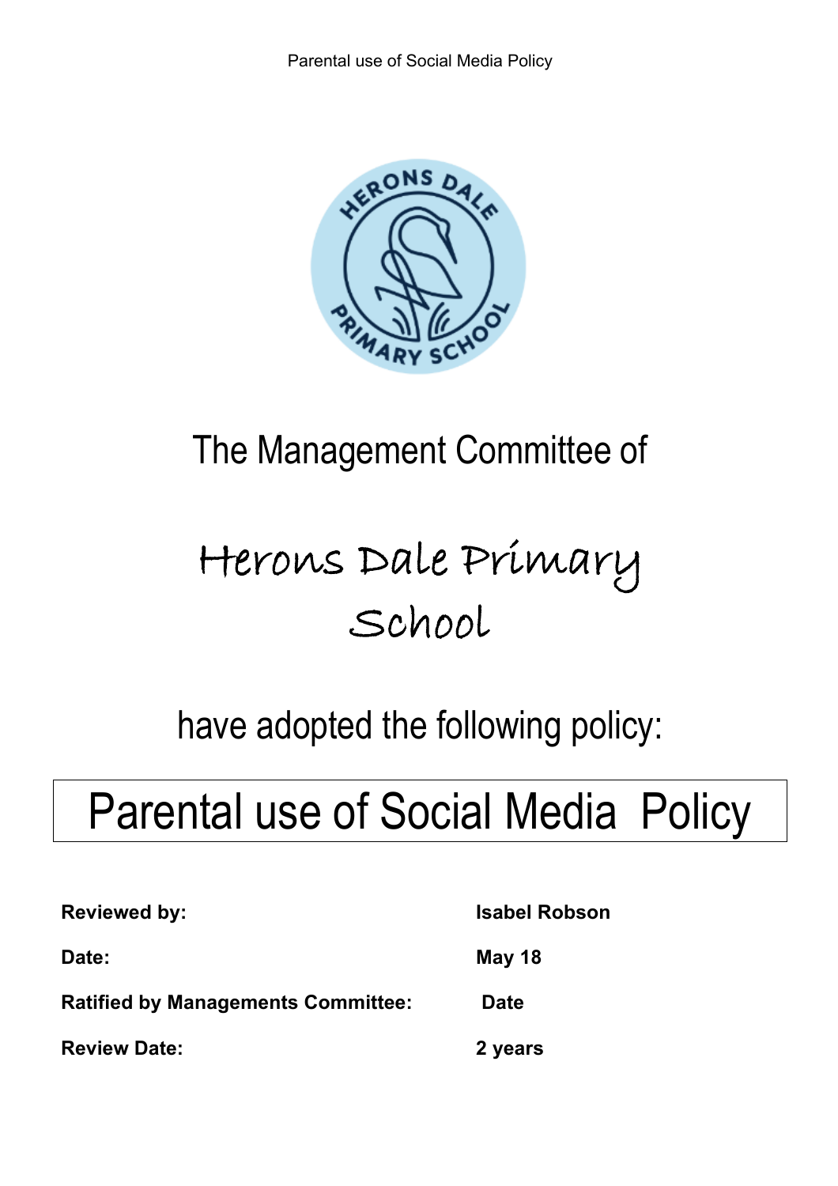The Management Committee of

# Herons Dale Primary School

have adopted the following policy:

# Parental use of Social Media Policy

| | |
|---|---|
| **Reviewed by:** | **Isabel Robson** |
| **Date:** | **May 18** |
| **Ratified by Managements Committee:** | **Date** |
| **Review Date:** | **2 years** |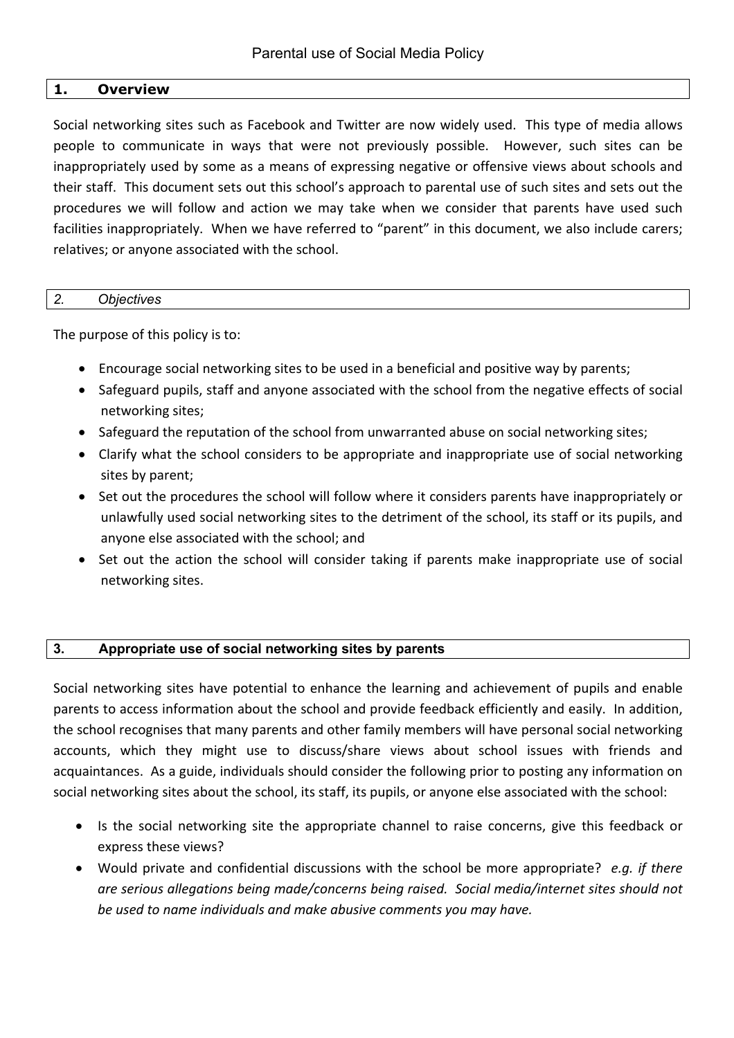# Parental use of Social Media Policy

## 1. Overview

Social networking sites such as Facebook and Twitter are now widely used. This type of media allows people to communicate in ways that were not previously possible. However, such sites can be inappropriately used by some as a means of expressing negative or offensive views about schools and their staff. This document sets out this school's approach to parental use of such sites and sets out the procedures we will follow and action we may take when we consider that parents have used such facilities inappropriately. When we have referred to "parent" in this document, we also include carers; relatives; or anyone associated with the school.

## *2. Objectives*

The purpose of this policy is to:

- Encourage social networking sites to be used in a beneficial and positive way by parents;
- Safeguard pupils, staff and anyone associated with the school from the negative effects of social networking sites;
- Safeguard the reputation of the school from unwarranted abuse on social networking sites;
- Clarify what the school considers to be appropriate and inappropriate use of social networking sites by parent;
- Set out the procedures the school will follow where it considers parents have inappropriately or unlawfully used social networking sites to the detriment of the school, its staff or its pupils, and anyone else associated with the school; and
- Set out the action the school will consider taking if parents make inappropriate use of social networking sites.

## 3. Appropriate use of social networking sites by parents

Social networking sites have potential to enhance the learning and achievement of pupils and enable parents to access information about the school and provide feedback efficiently and easily. In addition, the school recognises that many parents and other family members will have personal social networking accounts, which they might use to discuss/share views about school issues with friends and acquaintances. As a guide, individuals should consider the following prior to posting any information on social networking sites about the school, its staff, its pupils, or anyone else associated with the school:

- Is the social networking site the appropriate channel to raise concerns, give this feedback or express these views?
- Would private and confidential discussions with the school be more appropriate? *e.g. if there are serious allegations being made/concerns being raised. Social media/internet sites should not be used to name individuals and make abusive comments you may have.*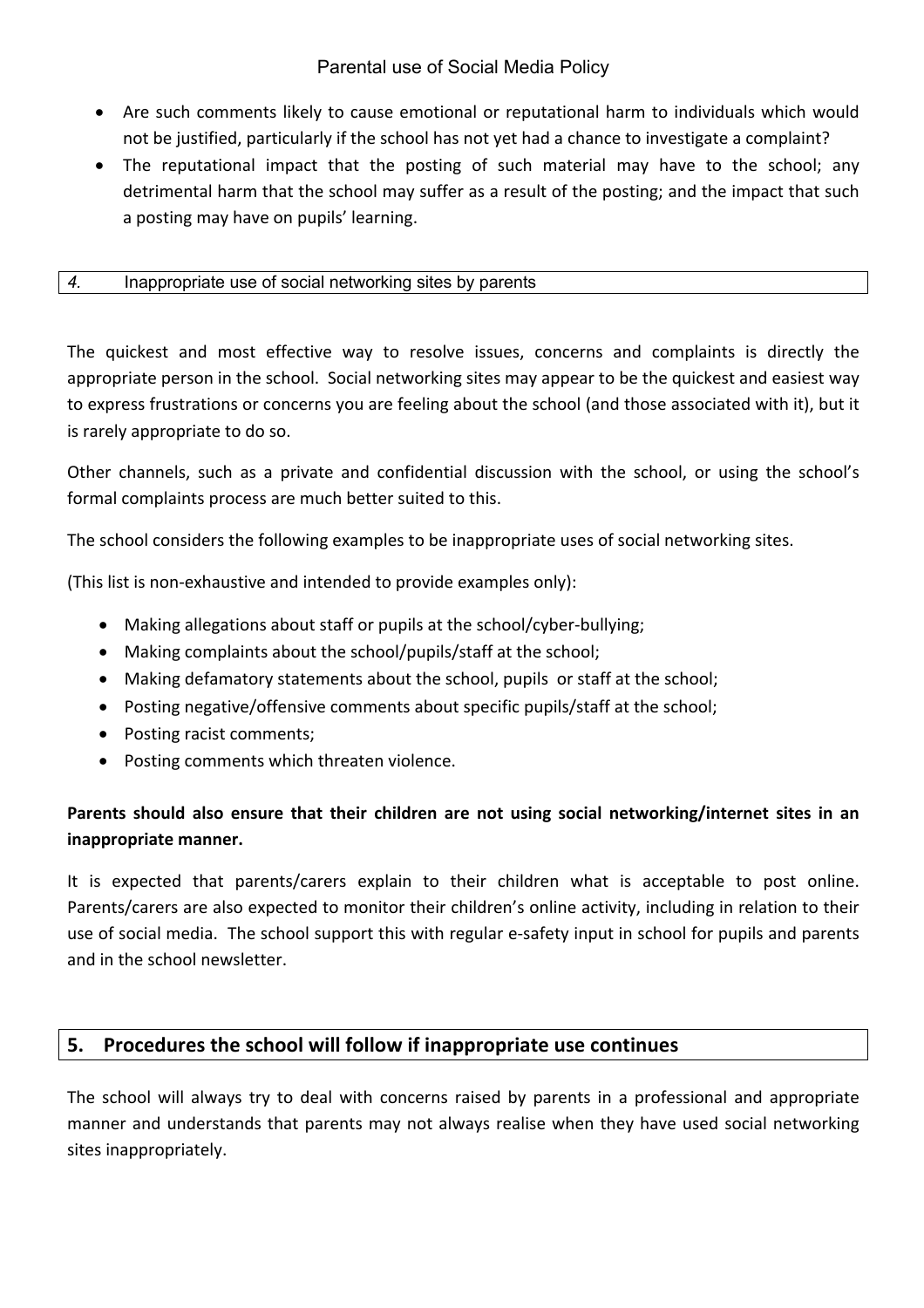- Are such comments likely to cause emotional or reputational harm to individuals which would not be justified, particularly if the school has not yet had a chance to investigate a complaint?
- The reputational impact that the posting of such material may have to the school; any detrimental harm that the school may suffer as a result of the posting; and the impact that such a posting may have on pupils' learning.

## *4.* Inappropriate use of social networking sites by parents

The quickest and most effective way to resolve issues, concerns and complaints is directly the appropriate person in the school. Social networking sites may appear to be the quickest and easiest way to express frustrations or concerns you are feeling about the school (and those associated with it), but it is rarely appropriate to do so.

Other channels, such as a private and confidential discussion with the school, or using the school's formal complaints process are much better suited to this.

The school considers the following examples to be inappropriate uses of social networking sites.

(This list is non-exhaustive and intended to provide examples only):

- Making allegations about staff or pupils at the school/cyber-bullying;
- Making complaints about the school/pupils/staff at the school;
- Making defamatory statements about the school, pupils or staff at the school;
- Posting negative/offensive comments about specific pupils/staff at the school;
- Posting racist comments;
- Posting comments which threaten violence.

**Parents should also ensure that their children are not using social networking/internet sites in an inappropriate manner.**

It is expected that parents/carers explain to their children what is acceptable to post online. Parents/carers are also expected to monitor their children's online activity, including in relation to their use of social media. The school support this with regular e-safety input in school for pupils and parents and in the school newsletter.

## 5. Procedures the school will follow if inappropriate use continues

The school will always try to deal with concerns raised by parents in a professional and appropriate manner and understands that parents may not always realise when they have used social networking sites inappropriately.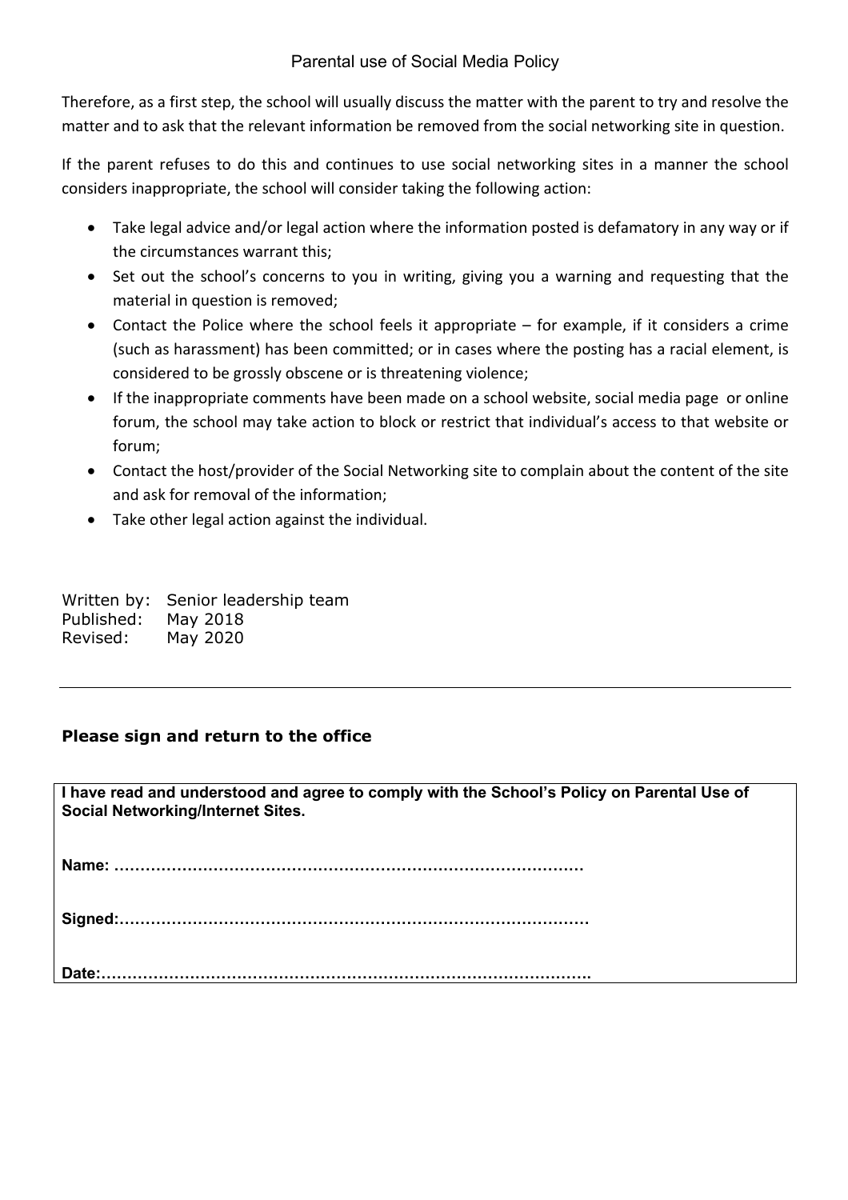Therefore, as a first step, the school will usually discuss the matter with the parent to try and resolve the matter and to ask that the relevant information be removed from the social networking site in question.

If the parent refuses to do this and continues to use social networking sites in a manner the school considers inappropriate, the school will consider taking the following action:

- Take legal advice and/or legal action where the information posted is defamatory in any way or if the circumstances warrant this;
- Set out the school's concerns to you in writing, giving you a warning and requesting that the material in question is removed;
- Contact the Police where the school feels it appropriate – for example, if it considers a crime (such as harassment) has been committed; or in cases where the posting has a racial element, is considered to be grossly obscene or is threatening violence;
- If the inappropriate comments have been made on a school website, social media page or online forum, the school may take action to block or restrict that individual's access to that website or forum;
- Contact the host/provider of the Social Networking site to complain about the content of the site and ask for removal of the information;
- Take other legal action against the individual.

Written by: Senior leadership team
Published: May 2018
Revised: May 2020

---

**Please sign and return to the office**

**I have read and understood and agree to comply with the School's Policy on Parental Use of Social Networking/Internet Sites.**

**Name: ………………………………………………………………………………**

**Signed:……………………………………………………………………………**

**Date:………………………………………………………………………………….**